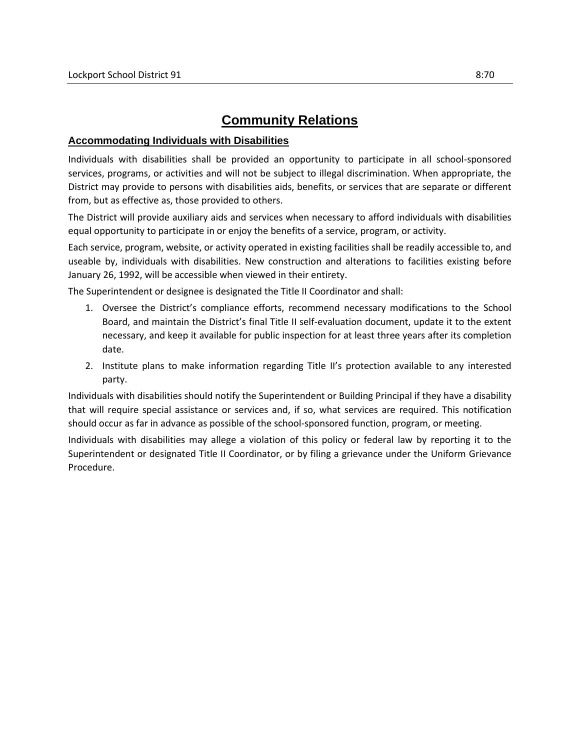# Community Relations

## Accommodating Individuals with Disabilities

Individuals with disabilities shall be provided an opportunity to participate in all school-sponsored services, programs, or activities and will not be subject to illegal discrimination. When appropriate, the District may provide to persons with disabilities aids, benefits, or services that are separate or different from, but as effective as, those provided to others.

The District will provide auxiliary aids and services when necessary to afford individuals with disabilities equal opportunity to participate in or enjoy the benefits of a service, program, or activity.

Each service, program, website, or activity operated in existing facilities shall be readily accessible to, and useable by, individuals with disabilities. New construction and alterations to facilities existing before January 26, 1992, will be accessible when viewed in their entirety.

The Superintendent or designee is designated the Title II Coordinator and shall:

1. Oversee the District's compliance efforts, recommend necessary modifications to the School Board, and maintain the District's final Title II self-evaluation document, update it to the extent necessary, and keep it available for public inspection for at least three years after its completion date.
2. Institute plans to make information regarding Title II's protection available to any interested party.

Individuals with disabilities should notify the Superintendent or Building Principal if they have a disability that will require special assistance or services and, if so, what services are required. This notification should occur as far in advance as possible of the school-sponsored function, program, or meeting.

Individuals with disabilities may allege a violation of this policy or federal law by reporting it to the Superintendent or designated Title II Coordinator, or by filing a grievance under the Uniform Grievance Procedure.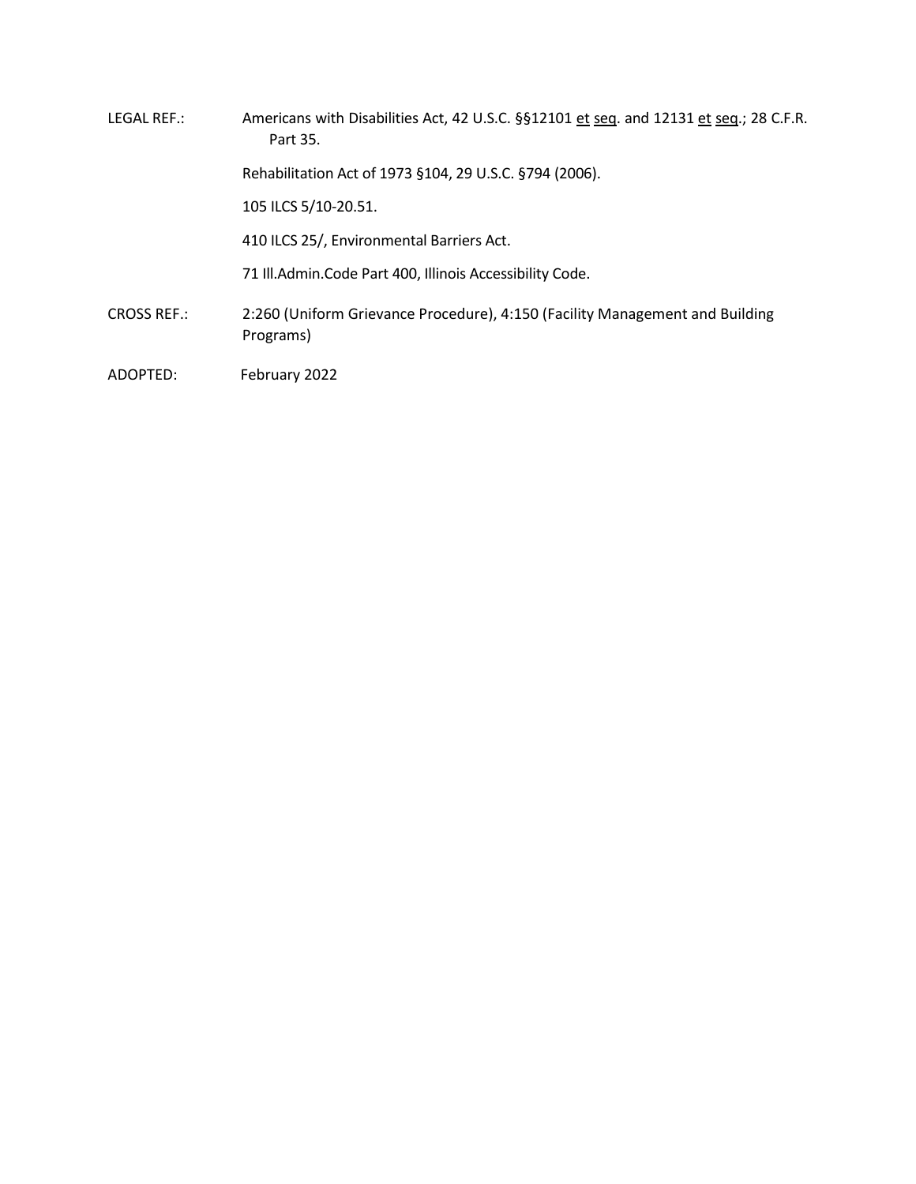LEGAL REF.: Americans with Disabilities Act, 42 U.S.C. §§12101 et seq. and 12131 et seq.; 28 C.F.R. Part 35.

Rehabilitation Act of 1973 §104, 29 U.S.C. §794 (2006).

105 ILCS 5/10-20.51.

410 ILCS 25/, Environmental Barriers Act.

71 Ill.Admin.Code Part 400, Illinois Accessibility Code.

CROSS REF.: 2:260 (Uniform Grievance Procedure), 4:150 (Facility Management and Building Programs)

ADOPTED: February 2022